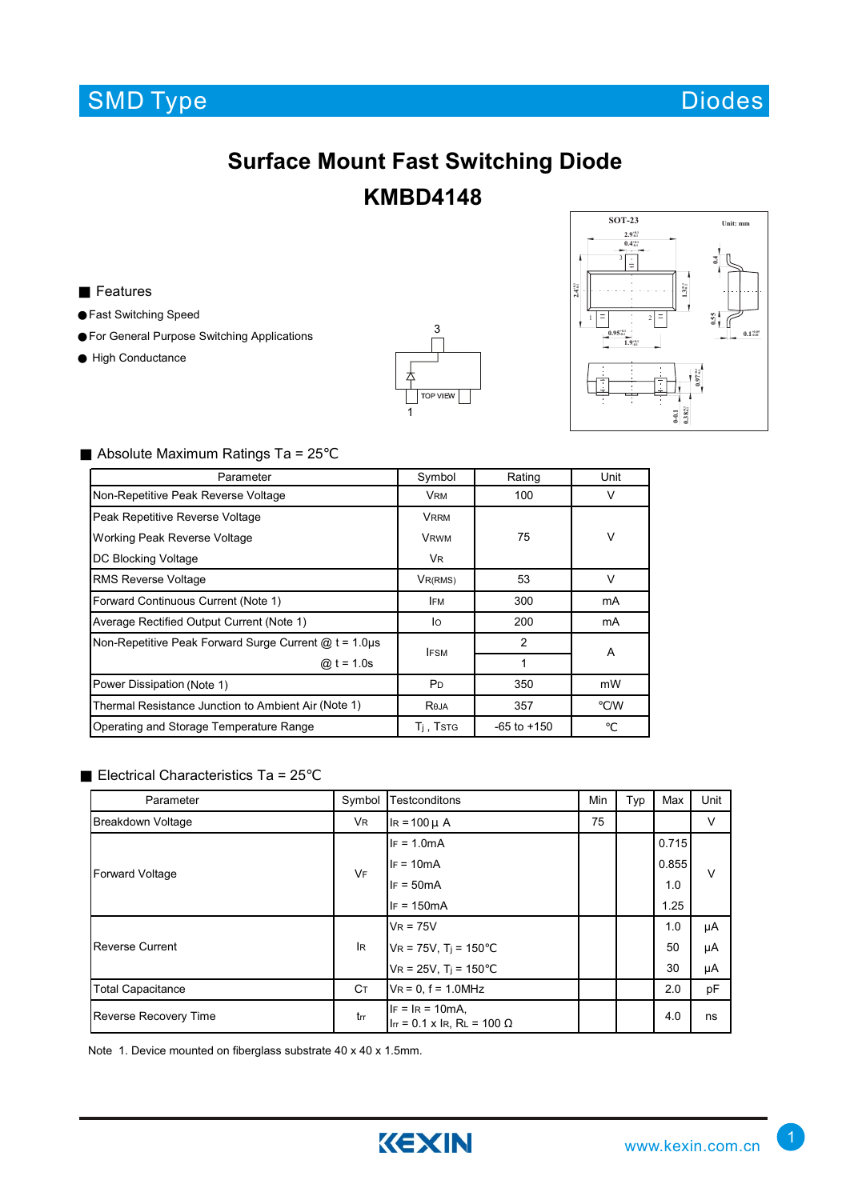SMD Type | Diodes

# Surface Mount Fast Switching Diode

# KMBD4148

## Features

- Fast Switching Speed
- For General Purpose Switching Applications
- High Conductance

## Absolute Maximum Ratings Ta = 25℃

| Parameter | Symbol | Rating | Unit |
|---|---|---|---|
| Non-Repetitive Peak Reverse Voltage | $V_{RM}$ | 100 | V |
| Peak Repetitive Reverse Voltage<br>Working Peak Reverse Voltage<br>DC Blocking Voltage | $V_{RRM}$<br>$V_{RWM}$<br>$V_R$ | 75 | V |
| RMS Reverse Voltage | $V_{R(RMS)}$ | 53 | V |
| Forward Continuous Current (Note 1) | $I_{FM}$ | 300 | mA |
| Average Rectified Output Current (Note 1) | $I_O$ | 200 | mA |
| Non-Repetitive Peak Forward Surge Current @ t = 1.0µs | $I_{FSM}$ | 2 | A |
| @ t = 1.0s | | 1 | |
| Power Dissipation (Note 1) | $P_D$ | 350 | mW |
| Thermal Resistance Junction to Ambient Air (Note 1) | $R_{\theta JA}$ | 357 | ℃/W |
| Operating and Storage Temperature Range | $T_j$ , $T_{STG}$ | -65 to +150 | ℃ |

## Electrical Characteristics Ta = 25℃

| Parameter | Symbol | Testconditons | Min | Typ | Max | Unit |
|---|---|---|---|---|---|---|
| Breakdown Voltage | $V_R$ | $I_R$ = 100 µ A | 75 | | | V |
| Forward Voltage | $V_F$ | $I_F$ = 1.0mA | | | 0.715 | V |
| | | $I_F$ = 10mA | | | 0.855 | |
| | | $I_F$ = 50mA | | | 1.0 | |
| | | $I_F$ = 150mA | | | 1.25 | |
| Reverse Current | $I_R$ | $V_R$ = 75V | | | 1.0 | µA |
| | | $V_R$ = 75V, $T_j$ = 150°C | | | 50 | µA |
| | | $V_R$ = 25V, $T_j$ = 150°C | | | 30 | µA |
| Total Capacitance | $C_T$ | $V_R$ = 0, f = 1.0MHz | | | 2.0 | pF |
| Reverse Recovery Time | $t_{rr}$ | $I_F$ = $I_R$ = 10mA,<br>$I_{rr}$ = 0.1 x $I_R$, $R_L$ = 100 Ω | | | 4.0 | ns |

Note 1. Device mounted on fiberglass substrate 40 x 40 x 1.5mm.

KEXIN www.kexin.com.cn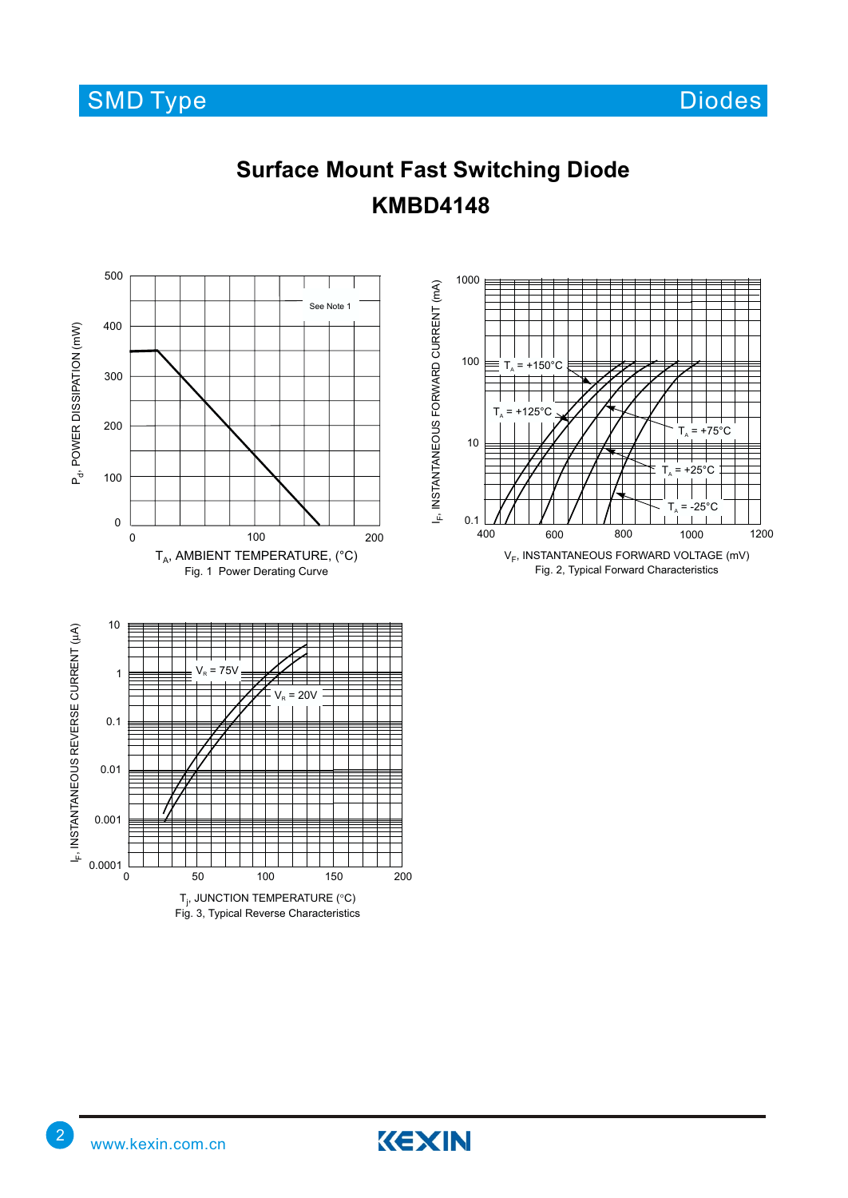# Surface Mount Fast Switching Diode

# KMBD4148

500
400
300
200
100
0

$P_d$, POWER DISSIPATION (mW)

See Note 1

0
100
200

$T_A$, AMBIENT TEMPERATURE, (°C)

Fig. 1 Power Derating Curve

1000
100
10
0.1

$I_F$, INSTANTANEOUS FORWARD CURRENT (mA)

$T_A$ = +150°C
$T_A$ = +125°C
$T_A$ = +75°C
$T_A$ = +25°C
$T_A$ = -25°C

400
600
800
1000
1200

$V_F$, INSTANTANEOUS FORWARD VOLTAGE (mV)

Fig. 2, Typical Forward Characteristics

10
1
0.1
0.01
0.001
0.0001

$I_F$, INSTANTANEOUS REVERSE CURRENT (μA)

$V_R$ = 75V
$V_R$ = 20V

0
50
100
150
200

$T_j$, JUNCTION TEMPERATURE (°C)

Fig. 3, Typical Reverse Characteristics